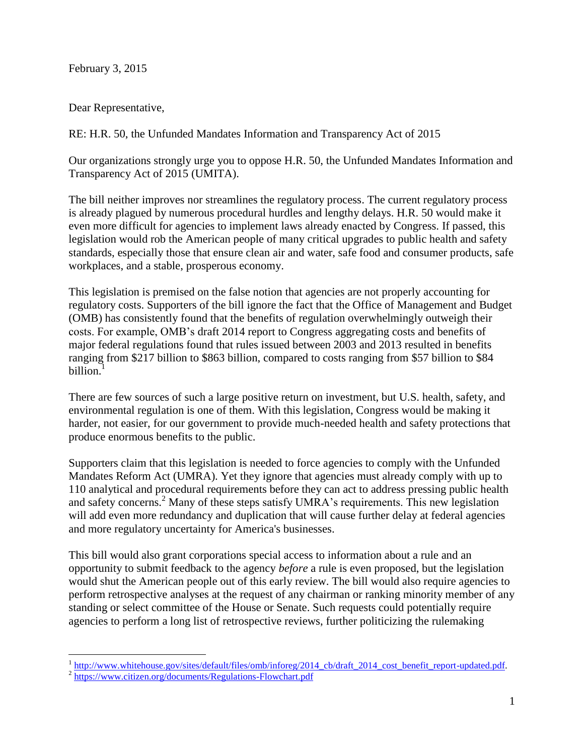February 3, 2015

Dear Representative,

RE: H.R. 50, the Unfunded Mandates Information and Transparency Act of 2015

Our organizations strongly urge you to oppose H.R. 50, the Unfunded Mandates Information and Transparency Act of 2015 (UMITA).

The bill neither improves nor streamlines the regulatory process. The current regulatory process is already plagued by numerous procedural hurdles and lengthy delays. H.R. 50 would make it even more difficult for agencies to implement laws already enacted by Congress. If passed, this legislation would rob the American people of many critical upgrades to public health and safety standards, especially those that ensure clean air and water, safe food and consumer products, safe workplaces, and a stable, prosperous economy.

This legislation is premised on the false notion that agencies are not properly accounting for regulatory costs. Supporters of the bill ignore the fact that the Office of Management and Budget (OMB) has consistently found that the benefits of regulation overwhelmingly outweigh their costs. For example, OMB's draft 2014 report to Congress aggregating costs and benefits of major federal regulations found that rules issued between 2003 and 2013 resulted in benefits ranging from $217 billion to $863 billion, compared to costs ranging from $57 billion to $84 billion.[1]

There are few sources of such a large positive return on investment, but U.S. health, safety, and environmental regulation is one of them. With this legislation, Congress would be making it harder, not easier, for our government to provide much-needed health and safety protections that produce enormous benefits to the public.

Supporters claim that this legislation is needed to force agencies to comply with the Unfunded Mandates Reform Act (UMRA). Yet they ignore that agencies must already comply with up to 110 analytical and procedural requirements before they can act to address pressing public health and safety concerns.[2] Many of these steps satisfy UMRA's requirements. This new legislation will add even more redundancy and duplication that will cause further delay at federal agencies and more regulatory uncertainty for America's businesses.

This bill would also grant corporations special access to information about a rule and an opportunity to submit feedback to the agency *before* a rule is even proposed, but the legislation would shut the American people out of this early review. The bill would also require agencies to perform retrospective analyses at the request of any chairman or ranking minority member of any standing or select committee of the House or Senate. Such requests could potentially require agencies to perform a long list of retrospective reviews, further politicizing the rulemaking

---

[1] http://www.whitehouse.gov/sites/default/files/omb/inforeg/2014_cb/draft_2014_cost_benefit_report-updated.pdf.

[2] https://www.citizen.org/documents/Regulations-Flowchart.pdf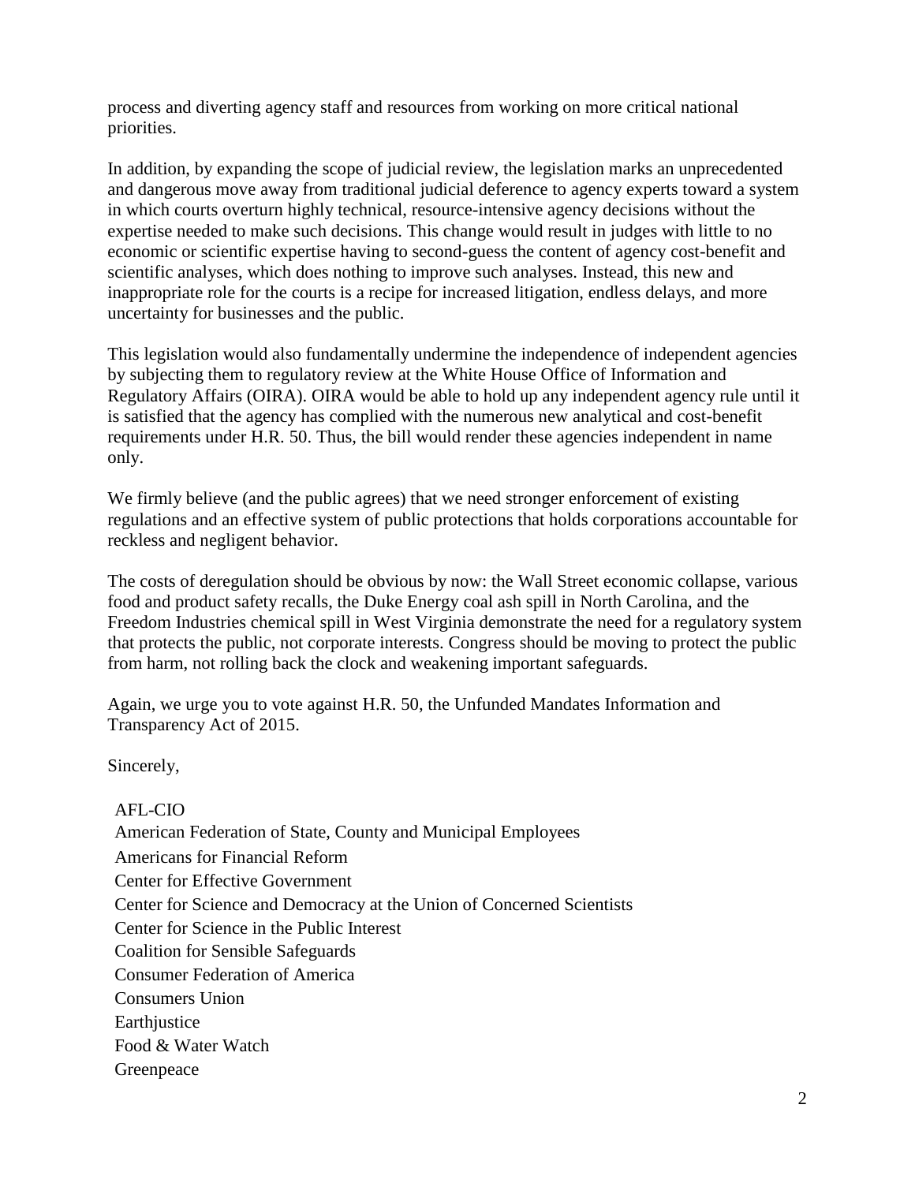process and diverting agency staff and resources from working on more critical national priorities.

In addition, by expanding the scope of judicial review, the legislation marks an unprecedented and dangerous move away from traditional judicial deference to agency experts toward a system in which courts overturn highly technical, resource-intensive agency decisions without the expertise needed to make such decisions. This change would result in judges with little to no economic or scientific expertise having to second-guess the content of agency cost-benefit and scientific analyses, which does nothing to improve such analyses. Instead, this new and inappropriate role for the courts is a recipe for increased litigation, endless delays, and more uncertainty for businesses and the public.

This legislation would also fundamentally undermine the independence of independent agencies by subjecting them to regulatory review at the White House Office of Information and Regulatory Affairs (OIRA). OIRA would be able to hold up any independent agency rule until it is satisfied that the agency has complied with the numerous new analytical and cost-benefit requirements under H.R. 50. Thus, the bill would render these agencies independent in name only.

We firmly believe (and the public agrees) that we need stronger enforcement of existing regulations and an effective system of public protections that holds corporations accountable for reckless and negligent behavior.

The costs of deregulation should be obvious by now: the Wall Street economic collapse, various food and product safety recalls, the Duke Energy coal ash spill in North Carolina, and the Freedom Industries chemical spill in West Virginia demonstrate the need for a regulatory system that protects the public, not corporate interests. Congress should be moving to protect the public from harm, not rolling back the clock and weakening important safeguards.

Again, we urge you to vote against H.R. 50, the Unfunded Mandates Information and Transparency Act of 2015.

Sincerely,

AFL-CIO
American Federation of State, County and Municipal Employees
Americans for Financial Reform
Center for Effective Government
Center for Science and Democracy at the Union of Concerned Scientists
Center for Science in the Public Interest
Coalition for Sensible Safeguards
Consumer Federation of America
Consumers Union
Earthjustice
Food & Water Watch
Greenpeace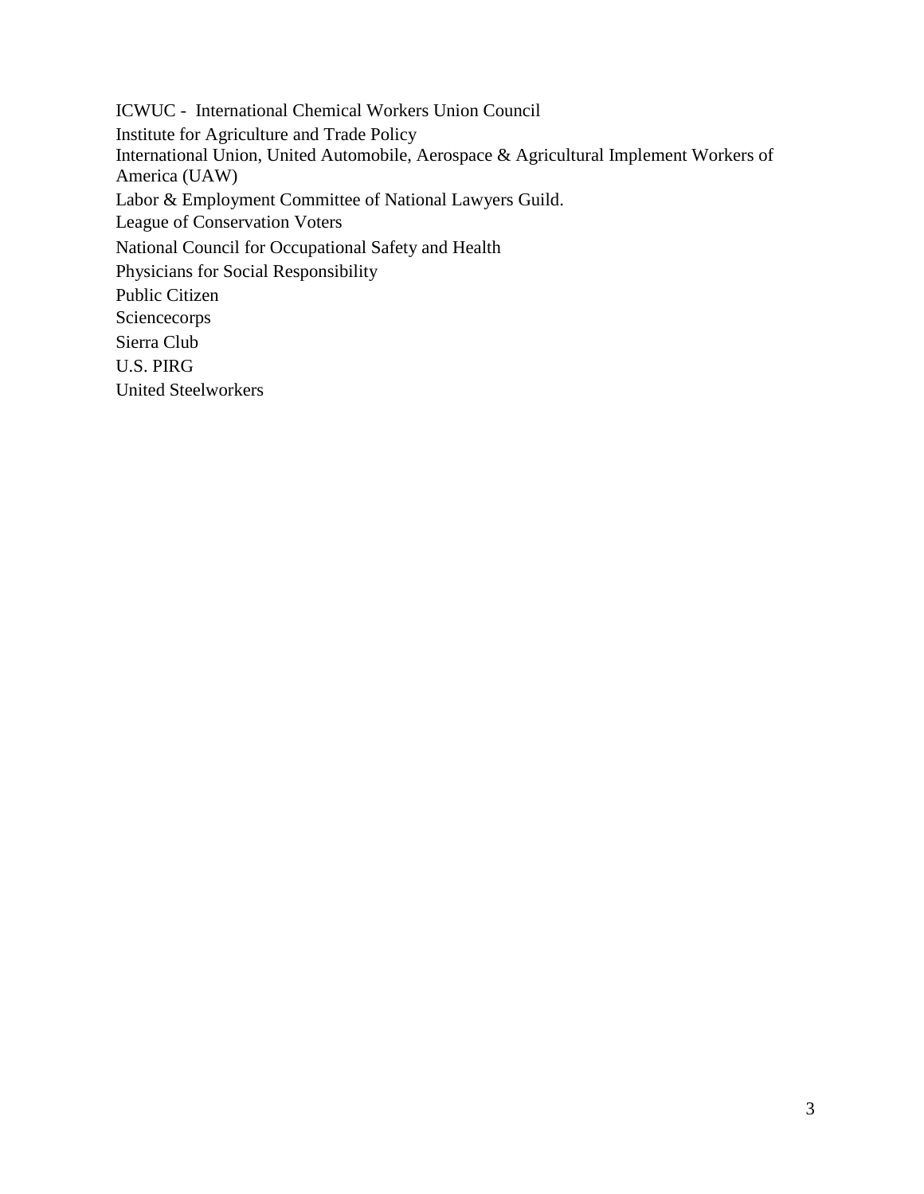ICWUC - International Chemical Workers Union Council

Institute for Agriculture and Trade Policy

International Union, United Automobile, Aerospace & Agricultural Implement Workers of America (UAW)

Labor & Employment Committee of National Lawyers Guild.

League of Conservation Voters

National Council for Occupational Safety and Health

Physicians for Social Responsibility

Public Citizen

Sciencecorps

Sierra Club

U.S. PIRG

United Steelworkers